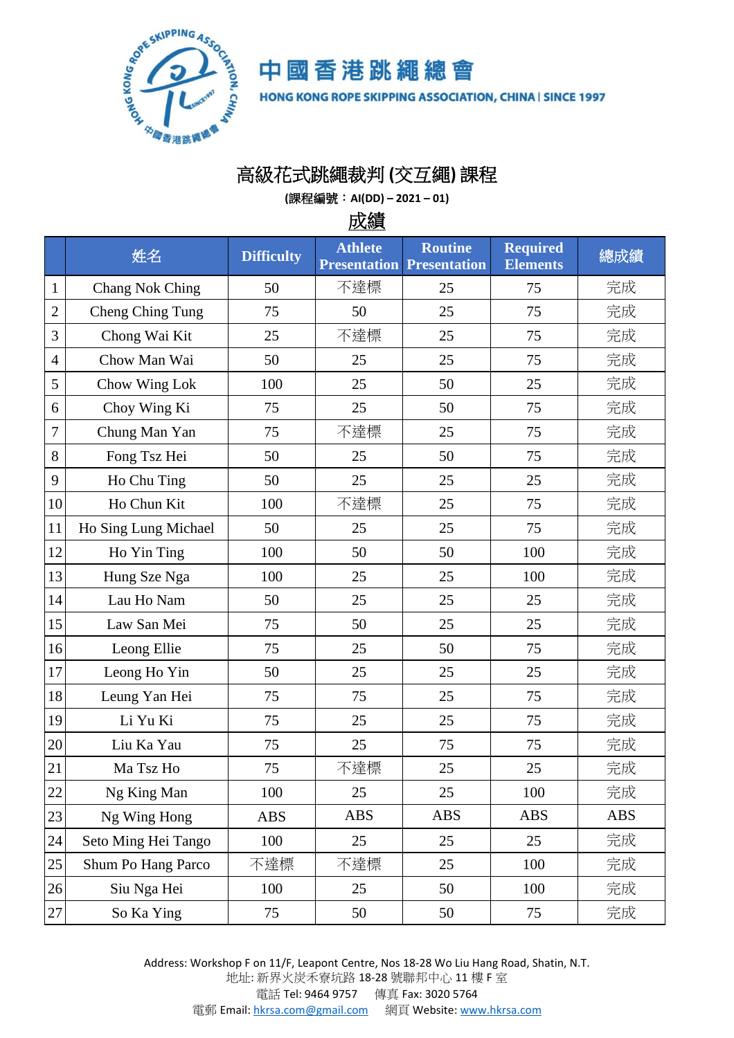# 中國香港跳繩總會

HONG KONG ROPE SKIPPING ASSOCIATION, CHINA | SINCE 1997

## 高級花式跳繩裁判 (交互繩) 課程

**(課程編號：AI(DD) – 2021 – 01)**

## 成績

| | 姓名 | Difficulty | Athlete Presentation | Routine Presentation | Required Elements | 總成績 |
|---|---|---|---|---|---|---|
| 1 | Chang Nok Ching | 50 | 不達標 | 25 | 75 | 完成 |
| 2 | Cheng Ching Tung | 75 | 50 | 25 | 75 | 完成 |
| 3 | Chong Wai Kit | 25 | 不達標 | 25 | 75 | 完成 |
| 4 | Chow Man Wai | 50 | 25 | 25 | 75 | 完成 |
| 5 | Chow Wing Lok | 100 | 25 | 50 | 25 | 完成 |
| 6 | Choy Wing Ki | 75 | 25 | 50 | 75 | 完成 |
| 7 | Chung Man Yan | 75 | 不達標 | 25 | 75 | 完成 |
| 8 | Fong Tsz Hei | 50 | 25 | 50 | 75 | 完成 |
| 9 | Ho Chu Ting | 50 | 25 | 25 | 25 | 完成 |
| 10 | Ho Chun Kit | 100 | 不達標 | 25 | 75 | 完成 |
| 11 | Ho Sing Lung Michael | 50 | 25 | 25 | 75 | 完成 |
| 12 | Ho Yin Ting | 100 | 50 | 50 | 100 | 完成 |
| 13 | Hung Sze Nga | 100 | 25 | 25 | 100 | 完成 |
| 14 | Lau Ho Nam | 50 | 25 | 25 | 25 | 完成 |
| 15 | Law San Mei | 75 | 50 | 25 | 25 | 完成 |
| 16 | Leong Ellie | 75 | 25 | 50 | 75 | 完成 |
| 17 | Leong Ho Yin | 50 | 25 | 25 | 25 | 完成 |
| 18 | Leung Yan Hei | 75 | 75 | 25 | 75 | 完成 |
| 19 | Li Yu Ki | 75 | 25 | 25 | 75 | 完成 |
| 20 | Liu Ka Yau | 75 | 25 | 75 | 75 | 完成 |
| 21 | Ma Tsz Ho | 75 | 不達標 | 25 | 25 | 完成 |
| 22 | Ng King Man | 100 | 25 | 25 | 100 | 完成 |
| 23 | Ng Wing Hong | ABS | ABS | ABS | ABS | ABS |
| 24 | Seto Ming Hei Tango | 100 | 25 | 25 | 25 | 完成 |
| 25 | Shum Po Hang Parco | 不達標 | 不達標 | 25 | 100 | 完成 |
| 26 | Siu Nga Hei | 100 | 25 | 50 | 100 | 完成 |
| 27 | So Ka Ying | 75 | 50 | 50 | 75 | 完成 |

Address: Workshop F on 11/F, Leapont Centre, Nos 18-28 Wo Liu Hang Road, Shatin, N.T.
地址: 新界火炭禾寮坑路 18-28 號聯邦中心 11 樓 F 室
電話 Tel: 9464 9757 傳真 Fax: 3020 5764
電郵 Email: hkrsa.com@gmail.com 網頁 Website: www.hkrsa.com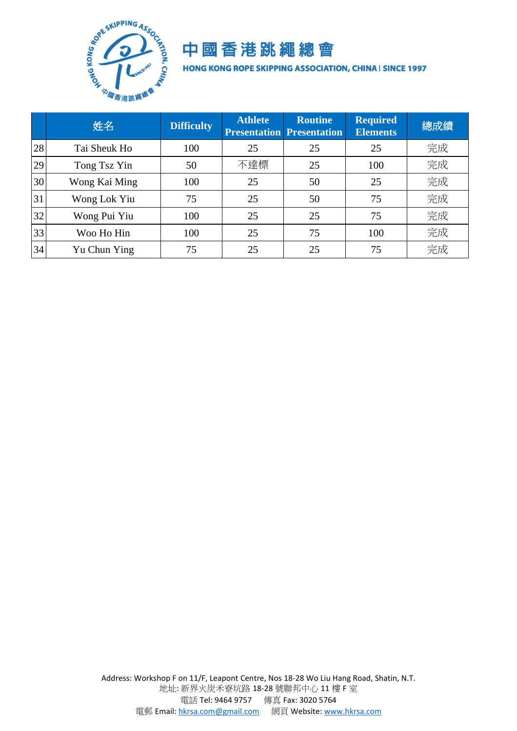# 中國香港跳繩總會

HONG KONG ROPE SKIPPING ASSOCIATION, CHINA | SINCE 1997

| | 姓名 | Difficulty | Athlete Presentation | Routine Presentation | Required Elements | 總成績 |
|---|---|---|---|---|---|---|
| 28 | Tai Sheuk Ho | 100 | 25 | 25 | 25 | 完成 |
| 29 | Tong Tsz Yin | 50 | 不達標 | 25 | 100 | 完成 |
| 30 | Wong Kai Ming | 100 | 25 | 50 | 25 | 完成 |
| 31 | Wong Lok Yiu | 75 | 25 | 50 | 75 | 完成 |
| 32 | Wong Pui Yiu | 100 | 25 | 25 | 75 | 完成 |
| 33 | Woo Ho Hin | 100 | 25 | 75 | 100 | 完成 |
| 34 | Yu Chun Ying | 75 | 25 | 25 | 75 | 完成 |

Address: Workshop F on 11/F, Leapont Centre, Nos 18-28 Wo Liu Hang Road, Shatin, N.T.
地址: 新界火炭禾寮坑路 18-28 號聯邦中心 11 樓 F 室
電話 Tel: 9464 9757　　傳真 Fax: 3020 5764
電郵 Email: hkrsa.com@gmail.com　　網頁 Website: www.hkrsa.com